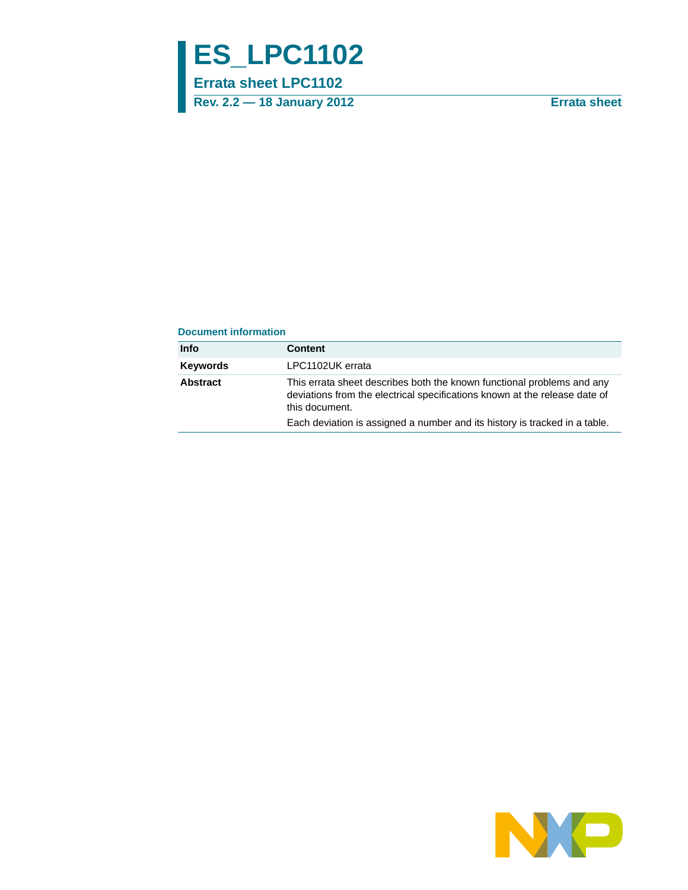# ES_LPC1102

## Errata sheet LPC1102

**Rev. 2.2 — 18 January 2012** **Errata sheet**

### Document information

| Info | Content |
|---|---|
| **Keywords** | LPC1102UK errata |
| **Abstract** | This errata sheet describes both the known functional problems and any deviations from the electrical specifications known at the release date of this document. Each deviation is assigned a number and its history is tracked in a table. |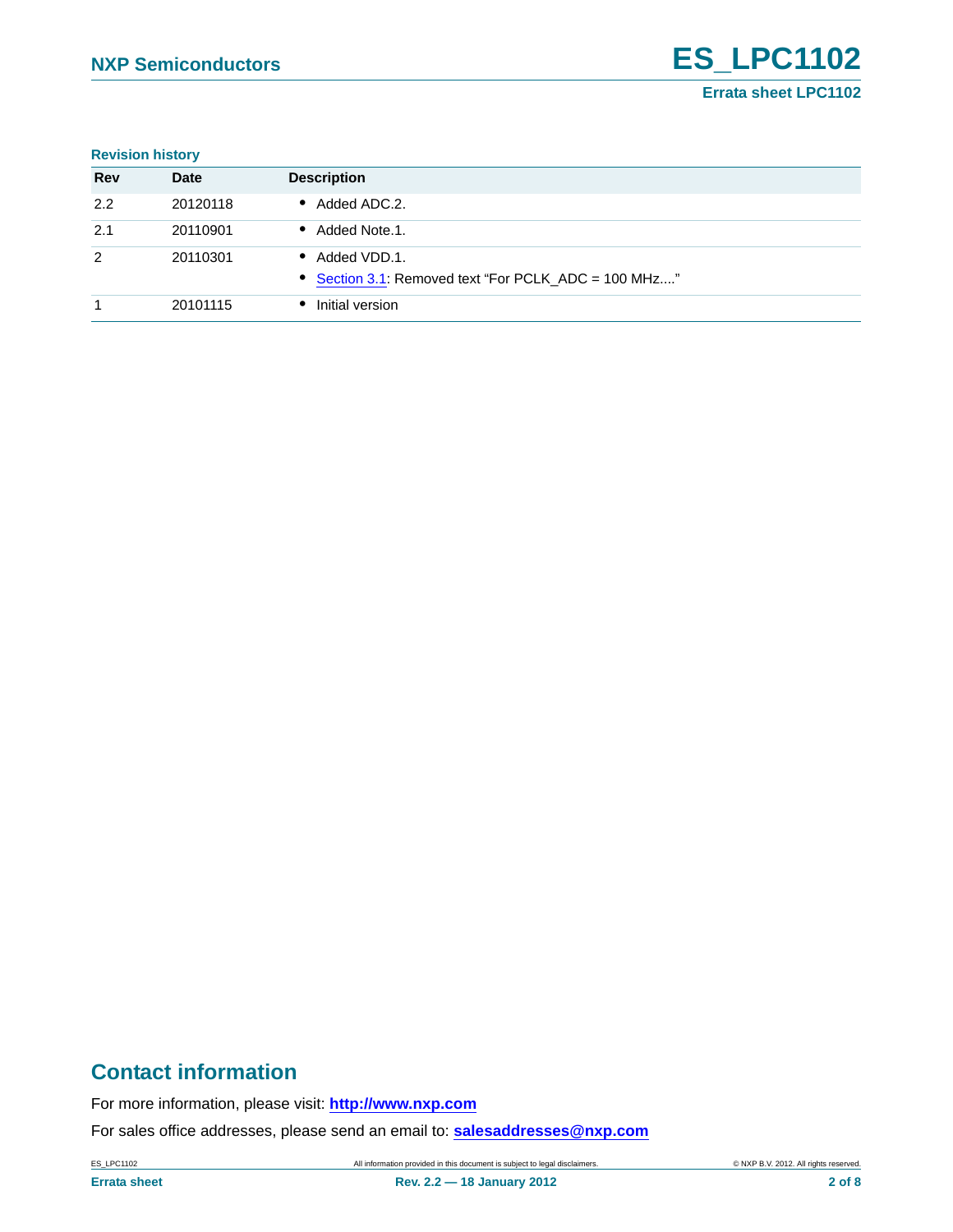**Revision history**

| Rev | Date | Description |
|---|---|---|
| 2.2 | 20120118 | • Added ADC.2. |
| 2.1 | 20110901 | • Added Note.1. |
| 2 | 20110301 | • Added VDD.1.<br>• Section 3.1: Removed text “For PCLK_ADC = 100 MHz....” |
| 1 | 20101115 | • Initial version |

## Contact information

For more information, please visit: **http://www.nxp.com**

For sales office addresses, please send an email to: **salesaddresses@nxp.com**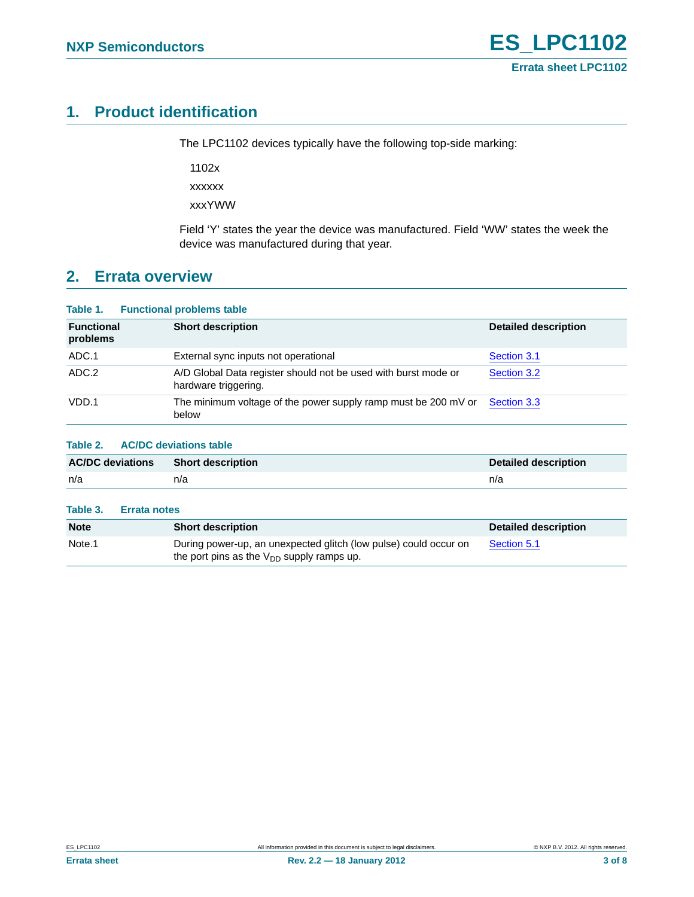## 1. Product identification

The LPC1102 devices typically have the following top-side marking:

1102x

xxxxxx

xxxYWW

Field ‘Y’ states the year the device was manufactured. Field ‘WW’ states the week the device was manufactured during that year.

## 2. Errata overview

**Table 1. Functional problems table**

| Functional problems | Short description | Detailed description |
|---|---|---|
| ADC.1 | External sync inputs not operational | Section 3.1 |
| ADC.2 | A/D Global Data register should not be used with burst mode or hardware triggering. | Section 3.2 |
| VDD.1 | The minimum voltage of the power supply ramp must be 200 mV or below | Section 3.3 |

**Table 2. AC/DC deviations table**

| AC/DC deviations | Short description | Detailed description |
|---|---|---|
| n/a | n/a | n/a |

**Table 3. Errata notes**

| Note | Short description | Detailed description |
|---|---|---|
| Note.1 | During power-up, an unexpected glitch (low pulse) could occur on the port pins as the $V_{DD}$ supply ramps up. | Section 5.1 |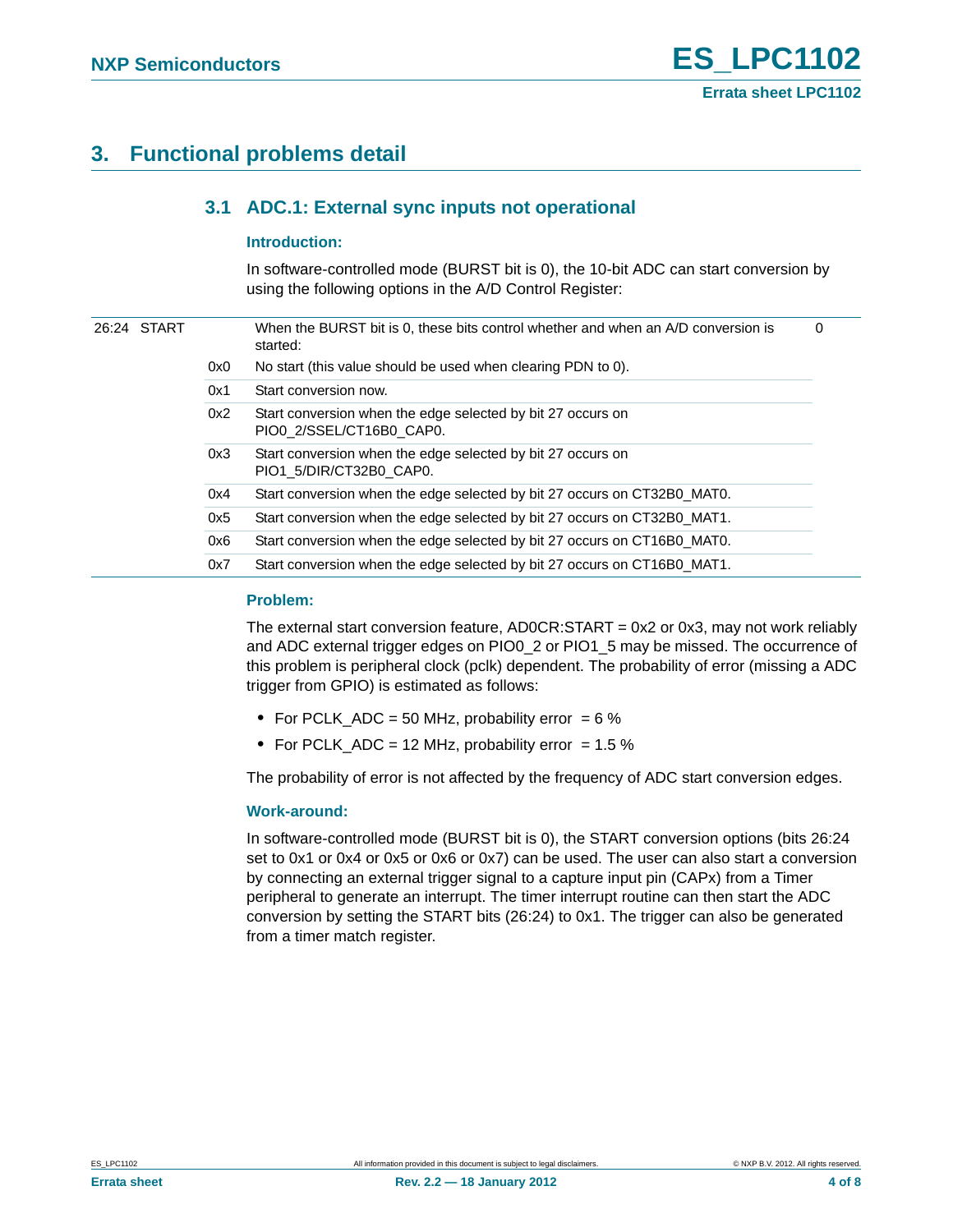# 3. Functional problems detail

## 3.1 ADC.1: External sync inputs not operational

### Introduction:

In software-controlled mode (BURST bit is 0), the 10-bit ADC can start conversion by using the following options in the A/D Control Register:

| Bit | Symbol | Value | Description | Reset value |
|---|---|---|---|---|
| 26:24 | START | | When the BURST bit is 0, these bits control whether and when an A/D conversion is started: | 0 |
| | | 0x0 | No start (this value should be used when clearing PDN to 0). | |
| | | 0x1 | Start conversion now. | |
| | | 0x2 | Start conversion when the edge selected by bit 27 occurs on PIO0_2/SSEL/CT16B0_CAP0. | |
| | | 0x3 | Start conversion when the edge selected by bit 27 occurs on PIO1_5/DIR/CT32B0_CAP0. | |
| | | 0x4 | Start conversion when the edge selected by bit 27 occurs on CT32B0_MAT0. | |
| | | 0x5 | Start conversion when the edge selected by bit 27 occurs on CT32B0_MAT1. | |
| | | 0x6 | Start conversion when the edge selected by bit 27 occurs on CT16B0_MAT0. | |
| | | 0x7 | Start conversion when the edge selected by bit 27 occurs on CT16B0_MAT1. | |

### Problem:

The external start conversion feature, AD0CR:START = 0x2 or 0x3, may not work reliably and ADC external trigger edges on PIO0_2 or PIO1_5 may be missed. The occurrence of this problem is peripheral clock (pclk) dependent. The probability of error (missing a ADC trigger from GPIO) is estimated as follows:

- For PCLK_ADC = 50 MHz, probability error = 6 %
- For PCLK_ADC = 12 MHz, probability error = 1.5 %

The probability of error is not affected by the frequency of ADC start conversion edges.

### Work-around:

In software-controlled mode (BURST bit is 0), the START conversion options (bits 26:24 set to 0x1 or 0x4 or 0x5 or 0x6 or 0x7) can be used. The user can also start a conversion by connecting an external trigger signal to a capture input pin (CAPx) from a Timer peripheral to generate an interrupt. The timer interrupt routine can then start the ADC conversion by setting the START bits (26:24) to 0x1. The trigger can also be generated from a timer match register.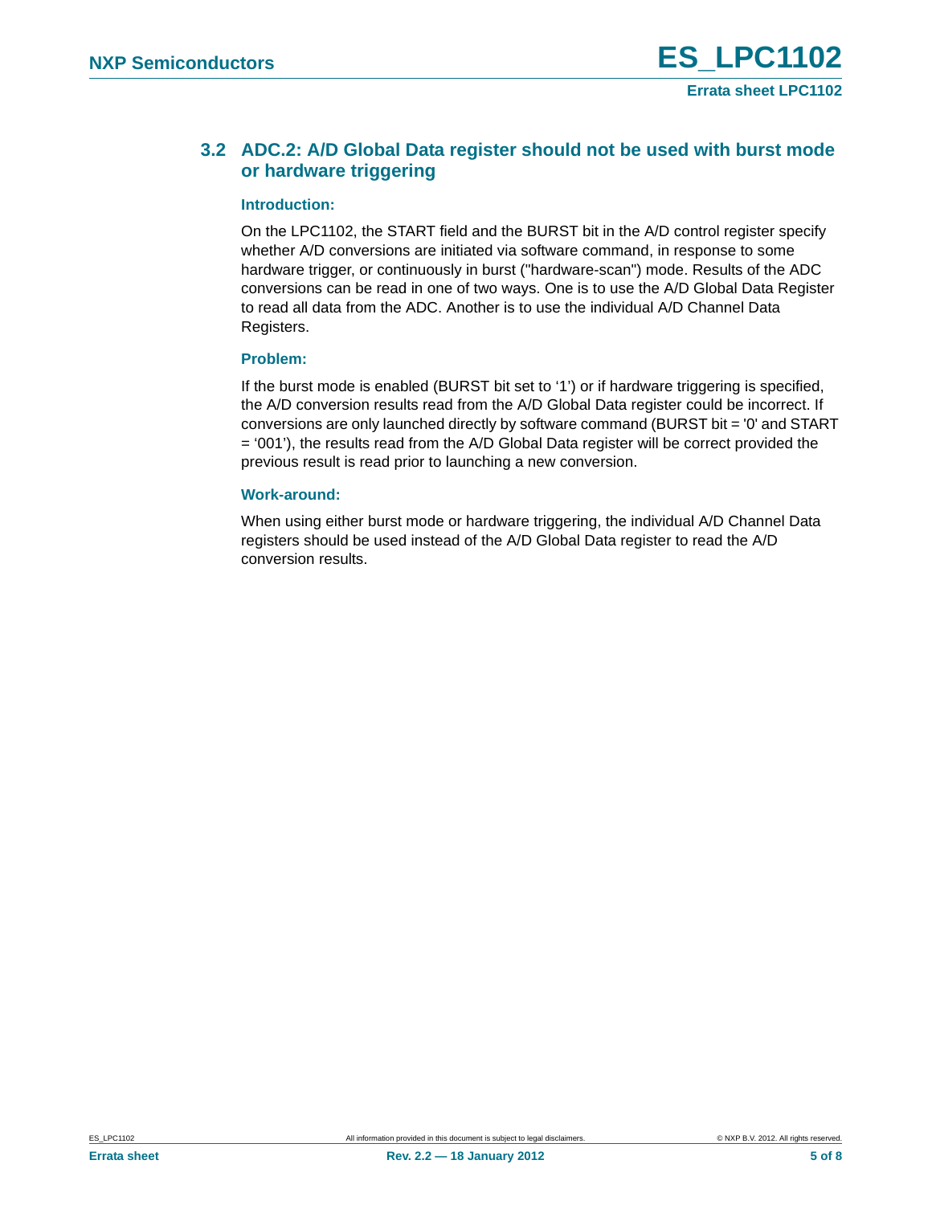### 3.2 ADC.2: A/D Global Data register should not be used with burst mode or hardware triggering

#### Introduction:

On the LPC1102, the START field and the BURST bit in the A/D control register specify whether A/D conversions are initiated via software command, in response to some hardware trigger, or continuously in burst ("hardware-scan") mode. Results of the ADC conversions can be read in one of two ways. One is to use the A/D Global Data Register to read all data from the ADC. Another is to use the individual A/D Channel Data Registers.

#### Problem:

If the burst mode is enabled (BURST bit set to ‘1’) or if hardware triggering is specified, the A/D conversion results read from the A/D Global Data register could be incorrect. If conversions are only launched directly by software command (BURST bit = '0' and START = ‘001’), the results read from the A/D Global Data register will be correct provided the previous result is read prior to launching a new conversion.

#### Work-around:

When using either burst mode or hardware triggering, the individual A/D Channel Data registers should be used instead of the A/D Global Data register to read the A/D conversion results.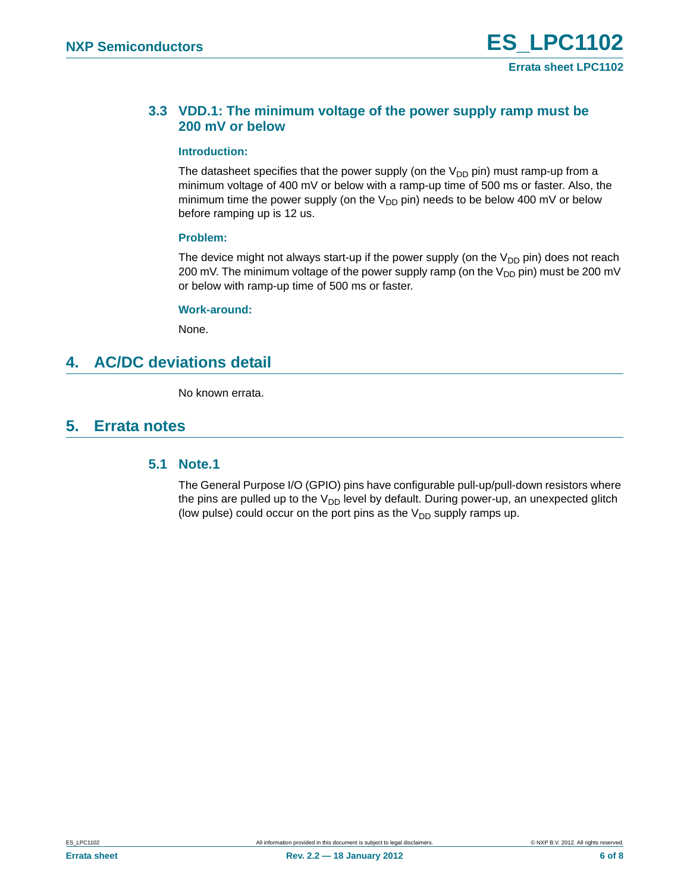### 3.3 VDD.1: The minimum voltage of the power supply ramp must be 200 mV or below

**Introduction:**

The datasheet specifies that the power supply (on the $V_{DD}$ pin) must ramp-up from a minimum voltage of 400 mV or below with a ramp-up time of 500 ms or faster. Also, the minimum time the power supply (on the $V_{DD}$ pin) needs to be below 400 mV or below before ramping up is 12 us.

**Problem:**

The device might not always start-up if the power supply (on the $V_{DD}$ pin) does not reach 200 mV. The minimum voltage of the power supply ramp (on the $V_{DD}$ pin) must be 200 mV or below with ramp-up time of 500 ms or faster.

**Work-around:**

None.

## 4. AC/DC deviations detail

No known errata.

## 5. Errata notes

### 5.1 Note.1

The General Purpose I/O (GPIO) pins have configurable pull-up/pull-down resistors where the pins are pulled up to the $V_{DD}$ level by default. During power-up, an unexpected glitch (low pulse) could occur on the port pins as the $V_{DD}$ supply ramps up.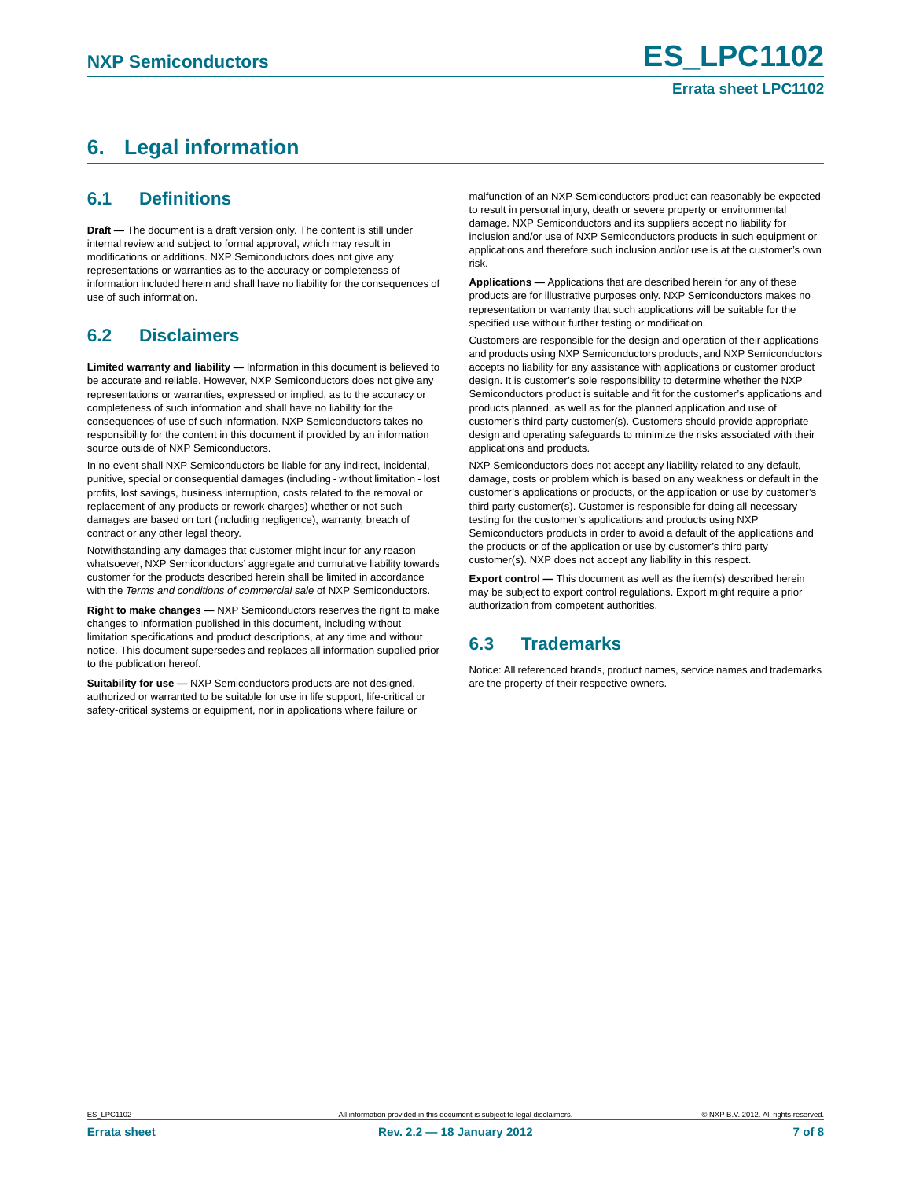# 6. Legal information

## 6.1 Definitions

**Draft —** The document is a draft version only. The content is still under internal review and subject to formal approval, which may result in modifications or additions. NXP Semiconductors does not give any representations or warranties as to the accuracy or completeness of information included herein and shall have no liability for the consequences of use of such information.

## 6.2 Disclaimers

**Limited warranty and liability —** Information in this document is believed to be accurate and reliable. However, NXP Semiconductors does not give any representations or warranties, expressed or implied, as to the accuracy or completeness of such information and shall have no liability for the consequences of use of such information. NXP Semiconductors takes no responsibility for the content in this document if provided by an information source outside of NXP Semiconductors.

In no event shall NXP Semiconductors be liable for any indirect, incidental, punitive, special or consequential damages (including - without limitation - lost profits, lost savings, business interruption, costs related to the removal or replacement of any products or rework charges) whether or not such damages are based on tort (including negligence), warranty, breach of contract or any other legal theory.

Notwithstanding any damages that customer might incur for any reason whatsoever, NXP Semiconductors' aggregate and cumulative liability towards customer for the products described herein shall be limited in accordance with the *Terms and conditions of commercial sale* of NXP Semiconductors.

**Right to make changes —** NXP Semiconductors reserves the right to make changes to information published in this document, including without limitation specifications and product descriptions, at any time and without notice. This document supersedes and replaces all information supplied prior to the publication hereof.

**Suitability for use —** NXP Semiconductors products are not designed, authorized or warranted to be suitable for use in life support, life-critical or safety-critical systems or equipment, nor in applications where failure or malfunction of an NXP Semiconductors product can reasonably be expected to result in personal injury, death or severe property or environmental damage. NXP Semiconductors and its suppliers accept no liability for inclusion and/or use of NXP Semiconductors products in such equipment or applications and therefore such inclusion and/or use is at the customer's own risk.

**Applications —** Applications that are described herein for any of these products are for illustrative purposes only. NXP Semiconductors makes no representation or warranty that such applications will be suitable for the specified use without further testing or modification.

Customers are responsible for the design and operation of their applications and products using NXP Semiconductors products, and NXP Semiconductors accepts no liability for any assistance with applications or customer product design. It is customer's sole responsibility to determine whether the NXP Semiconductors product is suitable and fit for the customer's applications and products planned, as well as for the planned application and use of customer's third party customer(s). Customers should provide appropriate design and operating safeguards to minimize the risks associated with their applications and products.

NXP Semiconductors does not accept any liability related to any default, damage, costs or problem which is based on any weakness or default in the customer's applications or products, or the application or use by customer's third party customer(s). Customer is responsible for doing all necessary testing for the customer's applications and products using NXP Semiconductors products in order to avoid a default of the applications and the products or of the application or use by customer's third party customer(s). NXP does not accept any liability in this respect.

**Export control —** This document as well as the item(s) described herein may be subject to export control regulations. Export might require a prior authorization from competent authorities.

## 6.3 Trademarks

Notice: All referenced brands, product names, service names and trademarks are the property of their respective owners.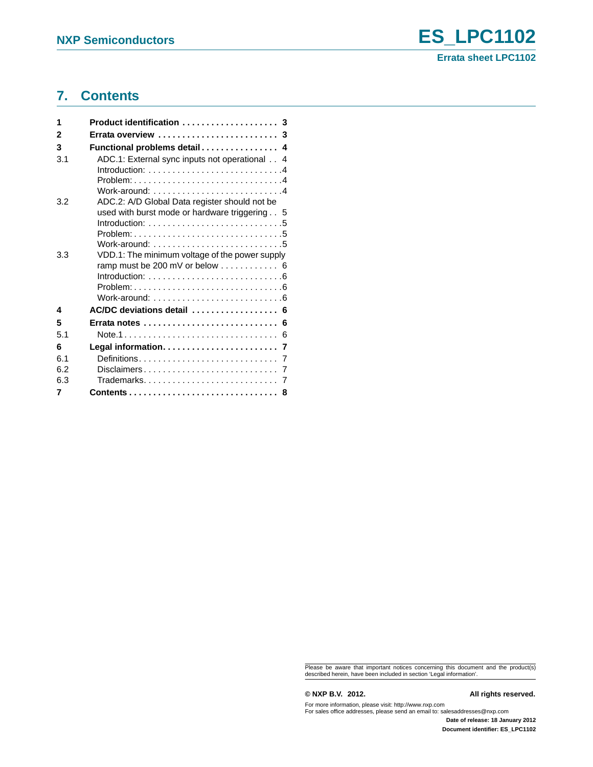## 7. Contents

| | | |
|---|---|---|
| **1** | **Product identification** | **3** |
| **2** | **Errata overview** | **3** |
| **3** | **Functional problems detail** | **4** |
| 3.1 | ADC.1: External sync inputs not operational | 4 |
| | Introduction: | 4 |
| | Problem: | 4 |
| | Work-around: | 4 |
| 3.2 | ADC.2: A/D Global Data register should not be used with burst mode or hardware triggering | 5 |
| | Introduction: | 5 |
| | Problem: | 5 |
| | Work-around: | 5 |
| 3.3 | VDD.1: The minimum voltage of the power supply ramp must be 200 mV or below | 6 |
| | Introduction: | 6 |
| | Problem: | 6 |
| | Work-around: | 6 |
| **4** | **AC/DC deviations detail** | **6** |
| **5** | **Errata notes** | **6** |
| 5.1 | Note.1 | 6 |
| **6** | **Legal information** | **7** |
| 6.1 | Definitions | 7 |
| 6.2 | Disclaimers | 7 |
| 6.3 | Trademarks | 7 |
| **7** | **Contents** | **8** |

Please be aware that important notices concerning this document and the product(s) described herein, have been included in section 'Legal information'.

**© NXP B.V. 2012.** **All rights reserved.**

For more information, please visit: http://www.nxp.com
For sales office addresses, please send an email to: salesaddresses@nxp.com

**Date of release: 18 January 2012**

**Document identifier: ES_LPC1102**